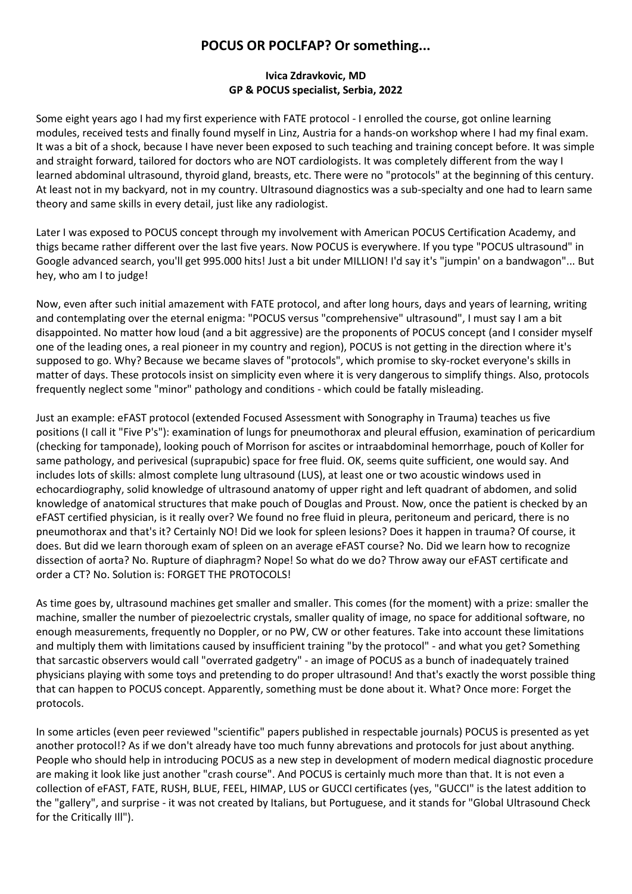# POCUS OR POCLFAP? Or something...

**Ivica Zdravkovic, MD**
**GP & POCUS specialist, Serbia, 2022**

Some eight years ago I had my first experience with FATE protocol - I enrolled the course, got online learning modules, received tests and finally found myself in Linz, Austria for a hands-on workshop where I had my final exam. It was a bit of a shock, because I have never been exposed to such teaching and training concept before. It was simple and straight forward, tailored for doctors who are NOT cardiologists. It was completely different from the way I learned abdominal ultrasound, thyroid gland, breasts, etc. There were no "protocols" at the beginning of this century. At least not in my backyard, not in my country. Ultrasound diagnostics was a sub-specialty and one had to learn same theory and same skills in every detail, just like any radiologist.

Later I was exposed to POCUS concept through my involvement with American POCUS Certification Academy, and thigs became rather different over the last five years. Now POCUS is everywhere. If you type "POCUS ultrasound" in Google advanced search, you'll get 995.000 hits! Just a bit under MILLION! I'd say it's "jumpin' on a bandwagon"... But hey, who am I to judge!

Now, even after such initial amazement with FATE protocol, and after long hours, days and years of learning, writing and contemplating over the eternal enigma: "POCUS versus "comprehensive" ultrasound", I must say I am a bit disappointed. No matter how loud (and a bit aggressive) are the proponents of POCUS concept (and I consider myself one of the leading ones, a real pioneer in my country and region), POCUS is not getting in the direction where it's supposed to go. Why? Because we became slaves of "protocols", which promise to sky-rocket everyone's skills in matter of days. These protocols insist on simplicity even where it is very dangerous to simplify things. Also, protocols frequently neglect some "minor" pathology and conditions - which could be fatally misleading.

Just an example: eFAST protocol (extended Focused Assessment with Sonography in Trauma) teaches us five positions (I call it "Five P's"): examination of lungs for pneumothorax and pleural effusion, examination of pericardium (checking for tamponade), looking pouch of Morrison for ascites or intraabdominal hemorrhage, pouch of Koller for same pathology, and perivesical (suprapubic) space for free fluid. OK, seems quite sufficient, one would say. And includes lots of skills: almost complete lung ultrasound (LUS), at least one or two acoustic windows used in echocardiography, solid knowledge of ultrasound anatomy of upper right and left quadrant of abdomen, and solid knowledge of anatomical structures that make pouch of Douglas and Proust. Now, once the patient is checked by an eFAST certified physician, is it really over? We found no free fluid in pleura, peritoneum and pericard, there is no pneumothorax and that's it? Certainly NO! Did we look for spleen lesions? Does it happen in trauma? Of course, it does. But did we learn thorough exam of spleen on an average eFAST course? No. Did we learn how to recognize dissection of aorta? No. Rupture of diaphragm? Nope! So what do we do? Throw away our eFAST certificate and order a CT? No. Solution is: FORGET THE PROTOCOLS!

As time goes by, ultrasound machines get smaller and smaller. This comes (for the moment) with a prize: smaller the machine, smaller the number of piezoelectric crystals, smaller quality of image, no space for additional software, no enough measurements, frequently no Doppler, or no PW, CW or other features. Take into account these limitations and multiply them with limitations caused by insufficient training "by the protocol" - and what you get? Something that sarcastic observers would call "overrated gadgetry" - an image of POCUS as a bunch of inadequately trained physicians playing with some toys and pretending to do proper ultrasound! And that's exactly the worst possible thing that can happen to POCUS concept. Apparently, something must be done about it. What? Once more: Forget the protocols.

In some articles (even peer reviewed "scientific" papers published in respectable journals) POCUS is presented as yet another protocol!? As if we don't already have too much funny abrevations and protocols for just about anything. People who should help in introducing POCUS as a new step in development of modern medical diagnostic procedure are making it look like just another "crash course". And POCUS is certainly much more than that. It is not even a collection of eFAST, FATE, RUSH, BLUE, FEEL, HIMAP, LUS or GUCCI certificates (yes, "GUCCI" is the latest addition to the "gallery", and surprise - it was not created by Italians, but Portuguese, and it stands for "Global Ultrasound Check for the Critically Ill").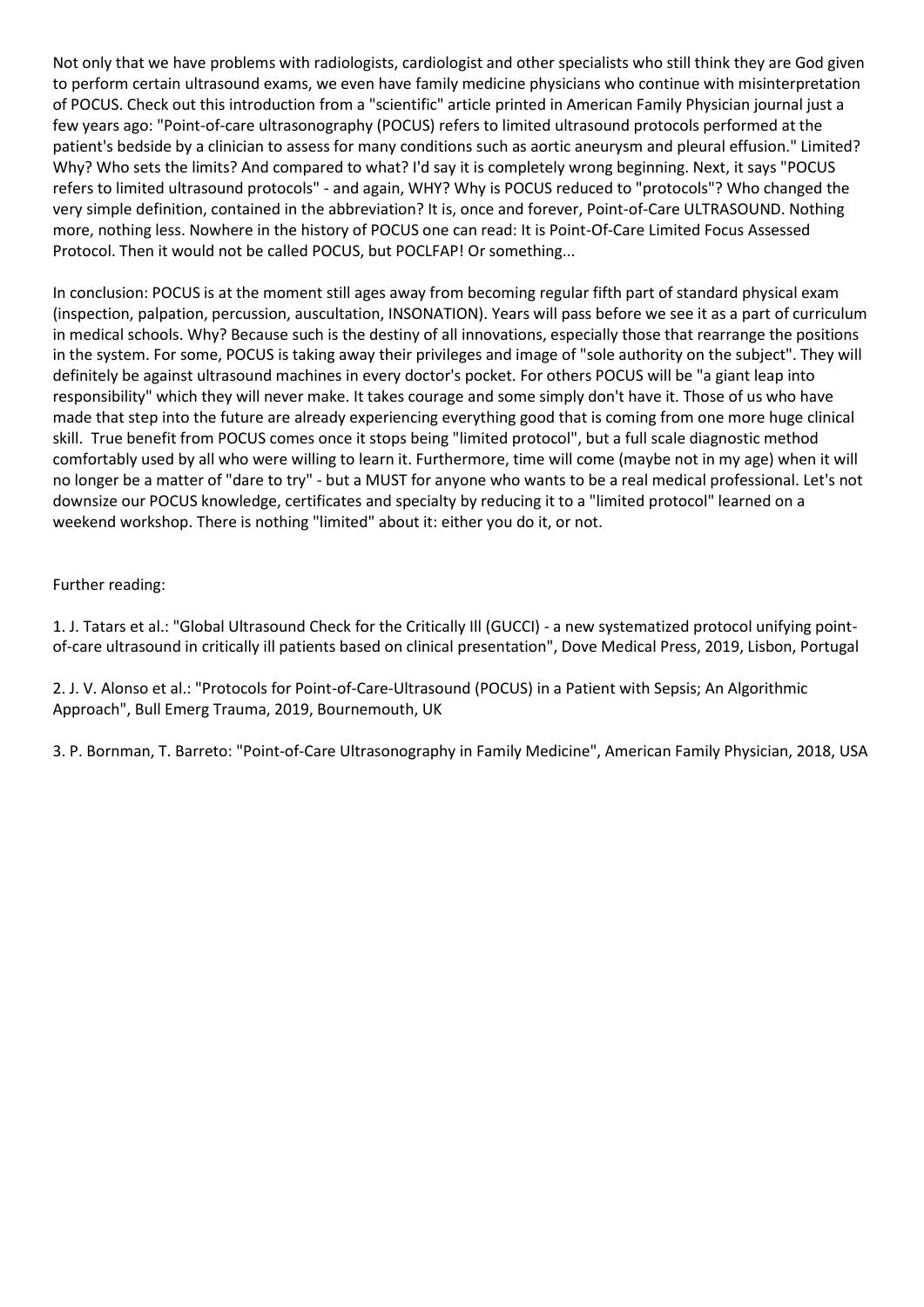Not only that we have problems with radiologists, cardiologist and other specialists who still think they are God given to perform certain ultrasound exams, we even have family medicine physicians who continue with misinterpretation of POCUS. Check out this introduction from a "scientific" article printed in American Family Physician journal just a few years ago: "Point-of-care ultrasonography (POCUS) refers to limited ultrasound protocols performed at the patient's bedside by a clinician to assess for many conditions such as aortic aneurysm and pleural effusion." Limited? Why? Who sets the limits? And compared to what? I'd say it is completely wrong beginning. Next, it says "POCUS refers to limited ultrasound protocols" - and again, WHY? Why is POCUS reduced to "protocols"? Who changed the very simple definition, contained in the abbreviation? It is, once and forever, Point-of-Care ULTRASOUND. Nothing more, nothing less. Nowhere in the history of POCUS one can read: It is Point-Of-Care Limited Focus Assessed Protocol. Then it would not be called POCUS, but POCLFAP! Or something...

In conclusion: POCUS is at the moment still ages away from becoming regular fifth part of standard physical exam (inspection, palpation, percussion, auscultation, INSONATION). Years will pass before we see it as a part of curriculum in medical schools. Why? Because such is the destiny of all innovations, especially those that rearrange the positions in the system. For some, POCUS is taking away their privileges and image of "sole authority on the subject". They will definitely be against ultrasound machines in every doctor's pocket. For others POCUS will be "a giant leap into responsibility" which they will never make. It takes courage and some simply don't have it. Those of us who have made that step into the future are already experiencing everything good that is coming from one more huge clinical skill. True benefit from POCUS comes once it stops being "limited protocol", but a full scale diagnostic method comfortably used by all who were willing to learn it. Furthermore, time will come (maybe not in my age) when it will no longer be a matter of "dare to try" - but a MUST for anyone who wants to be a real medical professional. Let's not downsize our POCUS knowledge, certificates and specialty by reducing it to a "limited protocol" learned on a weekend workshop. There is nothing "limited" about it: either you do it, or not.

Further reading:

1. J. Tatars et al.: "Global Ultrasound Check for the Critically Ill (GUCCI) - a new systematized protocol unifying point-of-care ultrasound in critically ill patients based on clinical presentation", Dove Medical Press, 2019, Lisbon, Portugal

2. J. V. Alonso et al.: "Protocols for Point-of-Care-Ultrasound (POCUS) in a Patient with Sepsis; An Algorithmic Approach", Bull Emerg Trauma, 2019, Bournemouth, UK

3. P. Bornman, T. Barreto: "Point-of-Care Ultrasonography in Family Medicine", American Family Physician, 2018, USA